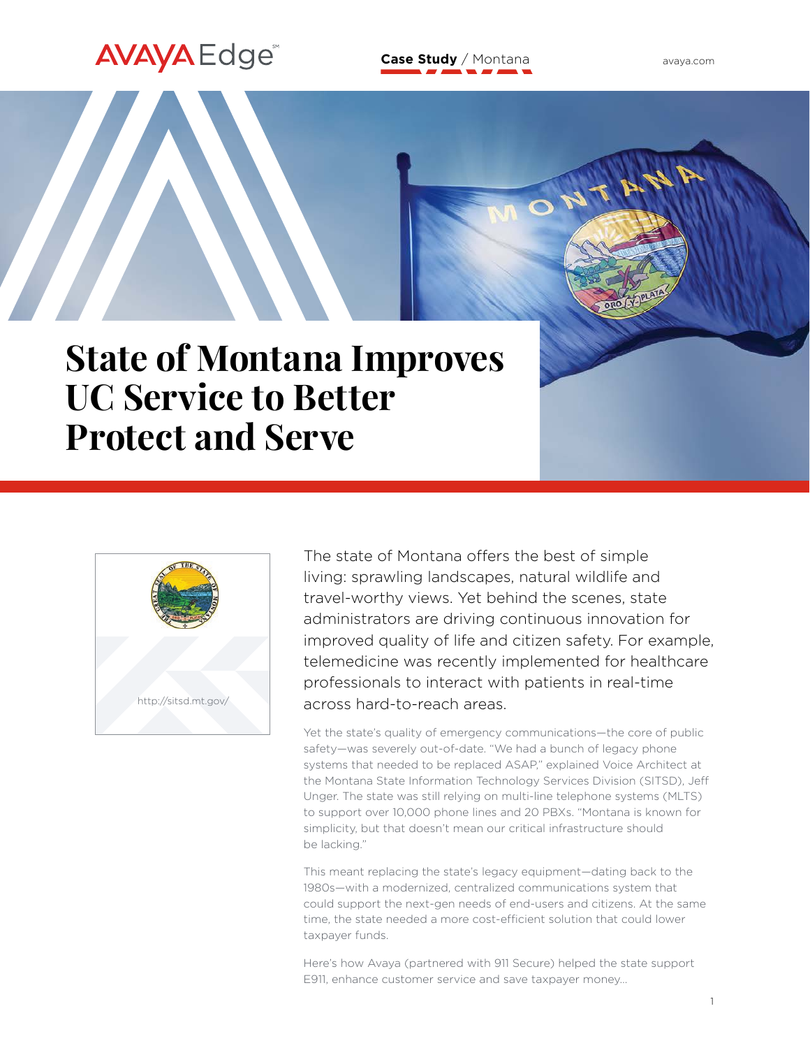Case Study / Montana

# State of Montana Improves UC Service to Better Protect and Serve

http://sitsd.mt.gov/

The state of Montana offers the best of simple living: sprawling landscapes, natural wildlife and travel-worthy views. Yet behind the scenes, state administrators are driving continuous innovation for improved quality of life and citizen safety. For example, telemedicine was recently implemented for healthcare professionals to interact with patients in real-time across hard-to-reach areas.

Yet the state's quality of emergency communications—the core of public safety—was severely out-of-date. "We had a bunch of legacy phone systems that needed to be replaced ASAP," explained Voice Architect at the Montana State Information Technology Services Division (SITSD), Jeff Unger. The state was still relying on multi-line telephone systems (MLTS) to support over 10,000 phone lines and 20 PBXs. "Montana is known for simplicity, but that doesn't mean our critical infrastructure should be lacking."

This meant replacing the state's legacy equipment—dating back to the 1980s—with a modernized, centralized communications system that could support the next-gen needs of end-users and citizens. At the same time, the state needed a more cost-efficient solution that could lower taxpayer funds.

Here's how Avaya (partnered with 911 Secure) helped the state support E911, enhance customer service and save taxpayer money…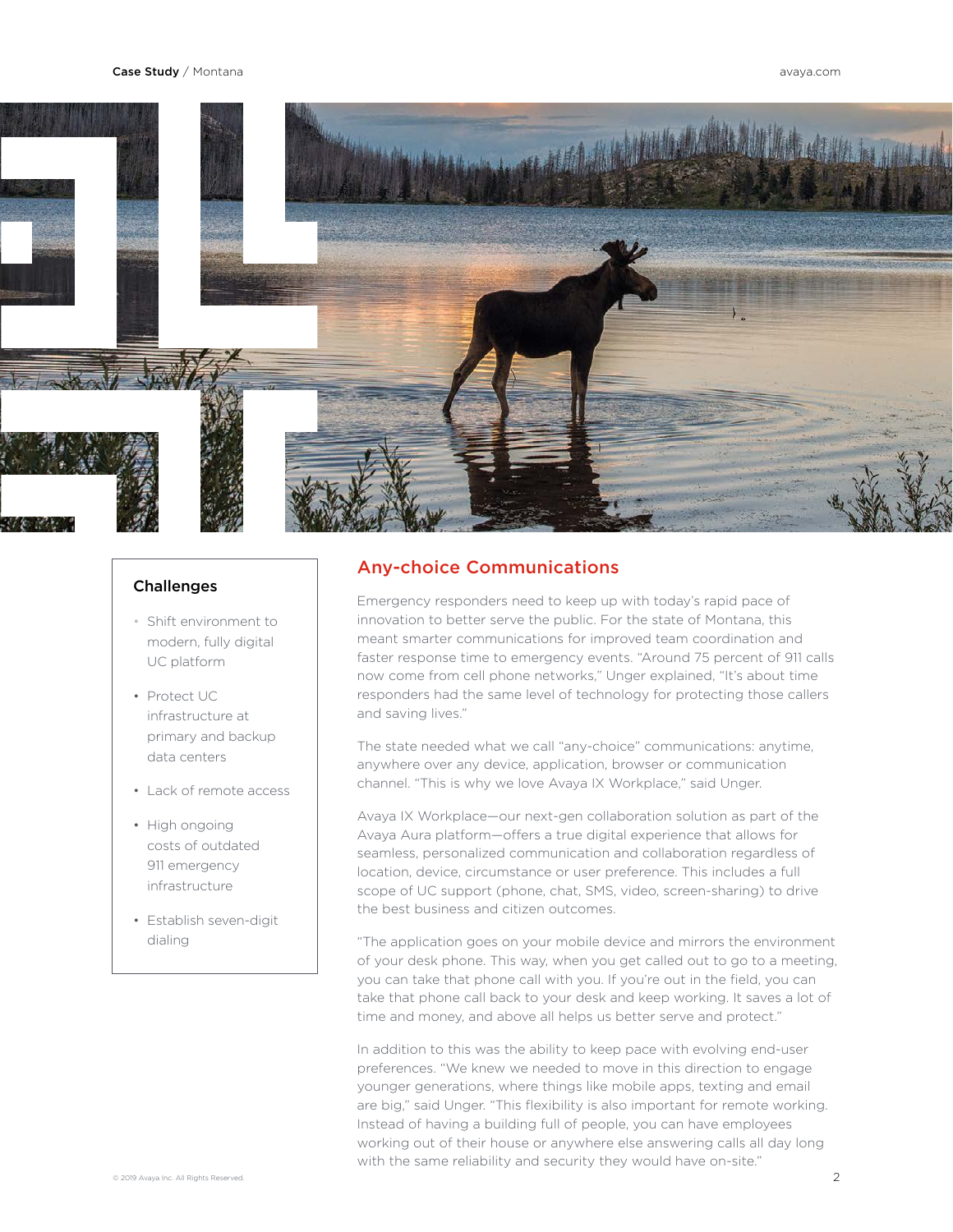## Challenges

- Shift environment to modern, fully digital UC platform
- Protect UC infrastructure at primary and backup data centers
- Lack of remote access
- High ongoing costs of outdated 911 emergency infrastructure
- Establish seven-digit dialing

## Any-choice Communications

Emergency responders need to keep up with today's rapid pace of innovation to better serve the public. For the state of Montana, this meant smarter communications for improved team coordination and faster response time to emergency events. "Around 75 percent of 911 calls now come from cell phone networks," Unger explained, "It's about time responders had the same level of technology for protecting those callers and saving lives."

The state needed what we call "any-choice" communications: anytime, anywhere over any device, application, browser or communication channel. "This is why we love Avaya IX Workplace," said Unger.

Avaya IX Workplace—our next-gen collaboration solution as part of the Avaya Aura platform—offers a true digital experience that allows for seamless, personalized communication and collaboration regardless of location, device, circumstance or user preference. This includes a full scope of UC support (phone, chat, SMS, video, screen-sharing) to drive the best business and citizen outcomes.

"The application goes on your mobile device and mirrors the environment of your desk phone. This way, when you get called out to go to a meeting, you can take that phone call with you. If you're out in the field, you can take that phone call back to your desk and keep working. It saves a lot of time and money, and above all helps us better serve and protect."

In addition to this was the ability to keep pace with evolving end-user preferences. "We knew we needed to move in this direction to engage younger generations, where things like mobile apps, texting and email are big," said Unger. "This flexibility is also important for remote working. Instead of having a building full of people, you can have employees working out of their house or anywhere else answering calls all day long with the same reliability and security they would have on-site."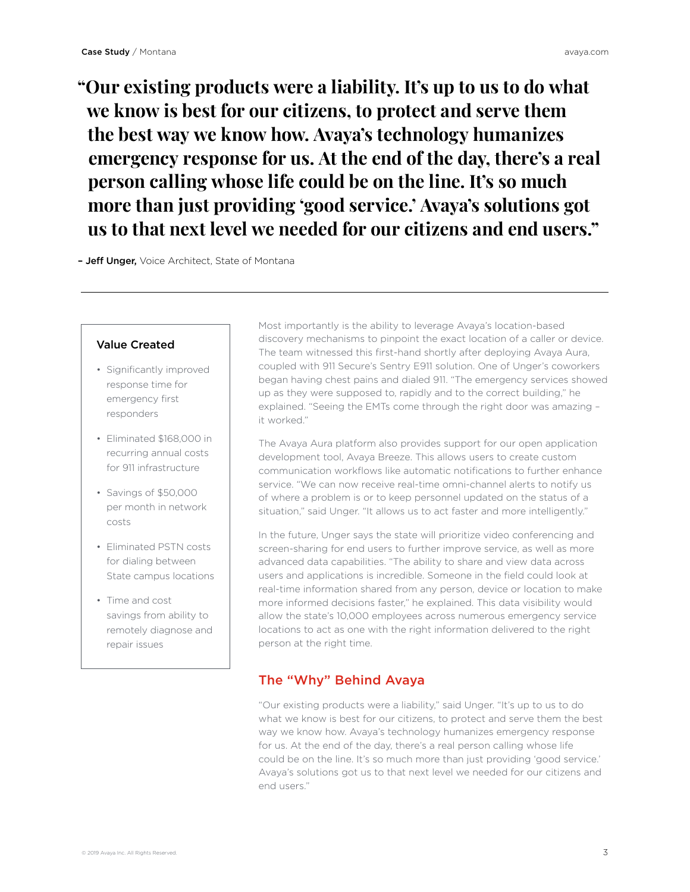> **"Our existing products were a liability. It's up to us to do what we know is best for our citizens, to protect and serve them the best way we know how. Avaya's technology humanizes emergency response for us. At the end of the day, there's a real person calling whose life could be on the line. It's so much more than just providing 'good service.' Avaya's solutions got us to that next level we needed for our citizens and end users."**

– **Jeff Unger,** Voice Architect, State of Montana

---

### Value Created

- Significantly improved response time for emergency first responders
- Eliminated $168,000 in recurring annual costs for 911 infrastructure
- Savings of $50,000 per month in network costs
- Eliminated PSTN costs for dialing between State campus locations
- Time and cost savings from ability to remotely diagnose and repair issues

Most importantly is the ability to leverage Avaya's location-based discovery mechanisms to pinpoint the exact location of a caller or device. The team witnessed this first-hand shortly after deploying Avaya Aura, coupled with 911 Secure's Sentry E911 solution. One of Unger's coworkers began having chest pains and dialed 911. "The emergency services showed up as they were supposed to, rapidly and to the correct building," he explained. "Seeing the EMTs come through the right door was amazing – it worked."

The Avaya Aura platform also provides support for our open application development tool, Avaya Breeze. This allows users to create custom communication workflows like automatic notifications to further enhance service. "We can now receive real-time omni-channel alerts to notify us of where a problem is or to keep personnel updated on the status of a situation," said Unger. "It allows us to act faster and more intelligently."

In the future, Unger says the state will prioritize video conferencing and screen-sharing for end users to further improve service, as well as more advanced data capabilities. "The ability to share and view data across users and applications is incredible. Someone in the field could look at real-time information shared from any person, device or location to make more informed decisions faster," he explained. This data visibility would allow the state's 10,000 employees across numerous emergency service locations to act as one with the right information delivered to the right person at the right time.

## The "Why" Behind Avaya

"Our existing products were a liability," said Unger. "It's up to us to do what we know is best for our citizens, to protect and serve them the best way we know how. Avaya's technology humanizes emergency response for us. At the end of the day, there's a real person calling whose life could be on the line. It's so much more than just providing 'good service.' Avaya's solutions got us to that next level we needed for our citizens and end users."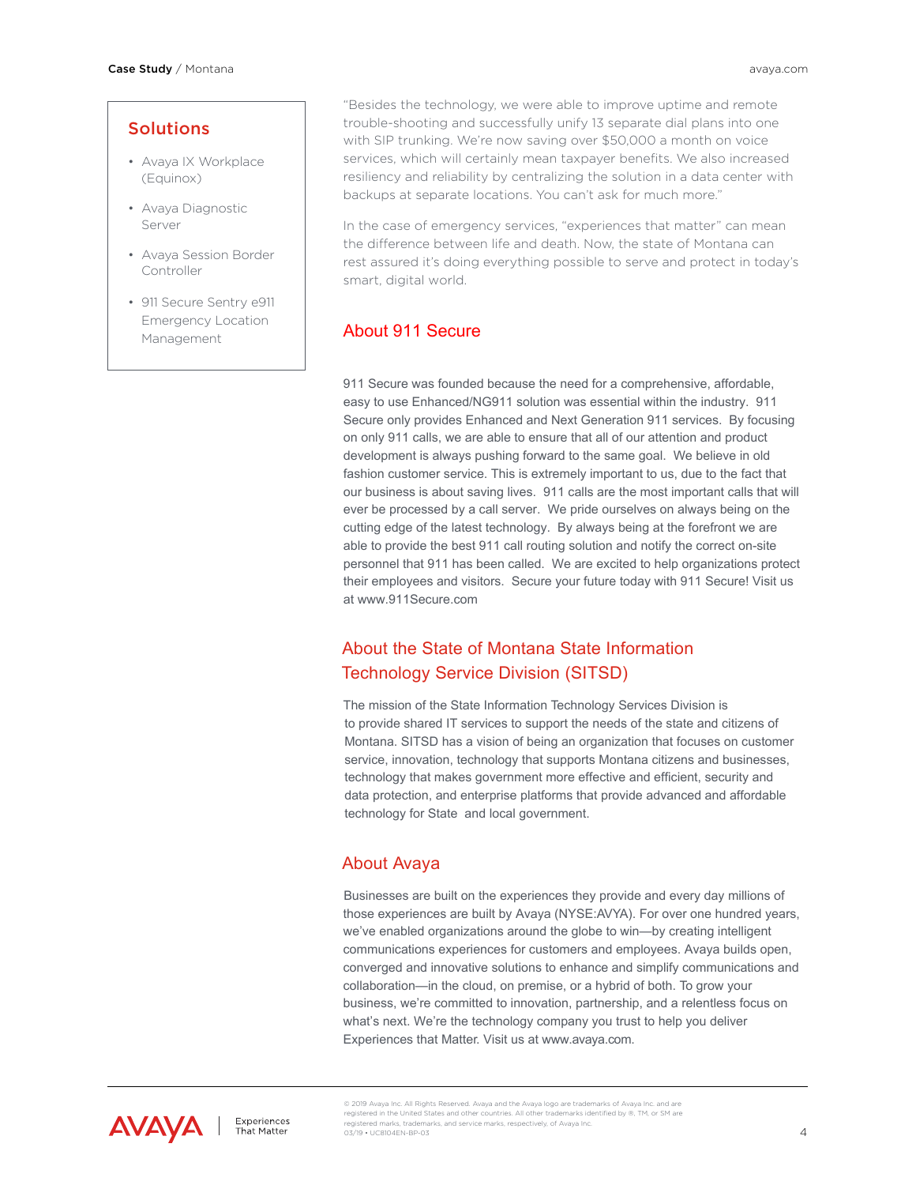## Solutions

- Avaya IX Workplace (Equinox)
- Avaya Diagnostic Server
- Avaya Session Border Controller
- 911 Secure Sentry e911 Emergency Location Management

"Besides the technology, we were able to improve uptime and remote trouble-shooting and successfully unify 13 separate dial plans into one with SIP trunking. We're now saving over $50,000 a month on voice services, which will certainly mean taxpayer benefits. We also increased resiliency and reliability by centralizing the solution in a data center with backups at separate locations. You can't ask for much more."

In the case of emergency services, "experiences that matter" can mean the difference between life and death. Now, the state of Montana can rest assured it's doing everything possible to serve and protect in today's smart, digital world.

## About 911 Secure

911 Secure was founded because the need for a comprehensive, affordable, easy to use Enhanced/NG911 solution was essential within the industry. 911 Secure only provides Enhanced and Next Generation 911 services. By focusing on only 911 calls, we are able to ensure that all of our attention and product development is always pushing forward to the same goal. We believe in old fashion customer service. This is extremely important to us, due to the fact that our business is about saving lives. 911 calls are the most important calls that will ever be processed by a call server. We pride ourselves on always being on the cutting edge of the latest technology. By always being at the forefront we are able to provide the best 911 call routing solution and notify the correct on-site personnel that 911 has been called. We are excited to help organizations protect their employees and visitors. Secure your future today with 911 Secure! Visit us at www.911Secure.com

## About the State of Montana State Information Technology Service Division (SITSD)

The mission of the State Information Technology Services Division is to provide shared IT services to support the needs of the state and citizens of Montana. SITSD has a vision of being an organization that focuses on customer service, innovation, technology that supports Montana citizens and businesses, technology that makes government more effective and efficient, security and data protection, and enterprise platforms that provide advanced and affordable technology for State and local government.

## About Avaya

Businesses are built on the experiences they provide and every day millions of those experiences are built by Avaya (NYSE:AVYA). For over one hundred years, we've enabled organizations around the globe to win—by creating intelligent communications experiences for customers and employees. Avaya builds open, converged and innovative solutions to enhance and simplify communications and collaboration—in the cloud, on premise, or a hybrid of both. To grow your business, we're committed to innovation, partnership, and a relentless focus on what's next. We're the technology company you trust to help you deliver Experiences that Matter. Visit us at www.avaya.com.

AVAYA | Experiences That Matter

© 2019 Avaya Inc. All Rights Reserved. Avaya and the Avaya logo are trademarks of Avaya Inc. and are registered in the United States and other countries. All other trademarks identified by ®, TM, or SM are registered marks, trademarks, and service marks, respectively, of Avaya Inc.
03/19 • UC8104EN-BP-03